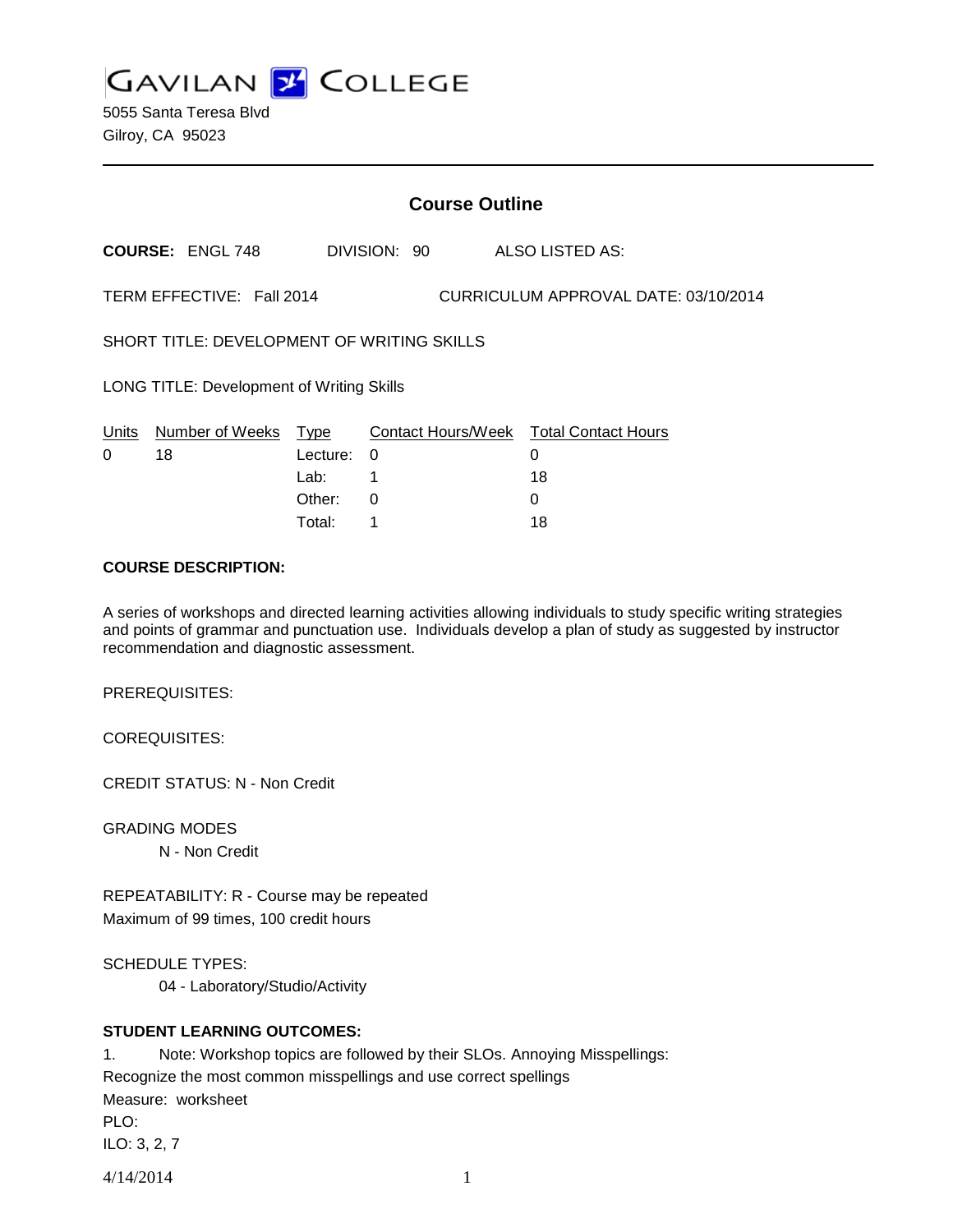GAVILAN COLLEGE

5055 Santa Teresa Blvd
Gilroy, CA 95023

---

## Course Outline

**COURSE:** ENGL 748 DIVISION: 90 ALSO LISTED AS:

TERM EFFECTIVE: Fall 2014 CURRICULUM APPROVAL DATE: 03/10/2014

SHORT TITLE: DEVELOPMENT OF WRITING SKILLS

LONG TITLE: Development of Writing Skills

| Units | Number of Weeks | Type | Contact Hours/Week | Total Contact Hours |
|---|---|---|---|---|
| 0 | 18 | Lecture: | 0 | 0 |
| | | Lab: | 1 | 18 |
| | | Other: | 0 | 0 |
| | | Total: | 1 | 18 |

**COURSE DESCRIPTION:**

A series of workshops and directed learning activities allowing individuals to study specific writing strategies and points of grammar and punctuation use. Individuals develop a plan of study as suggested by instructor recommendation and diagnostic assessment.

PREREQUISITES:

COREQUISITES:

CREDIT STATUS: N - Non Credit

GRADING MODES

N - Non Credit

REPEATABILITY: R - Course may be repeated
Maximum of 99 times, 100 credit hours

SCHEDULE TYPES:

04 - Laboratory/Studio/Activity

**STUDENT LEARNING OUTCOMES:**

1. Note: Workshop topics are followed by their SLOs. Annoying Misspellings:
Recognize the most common misspellings and use correct spellings
Measure: worksheet
PLO:
ILO: 3, 2, 7

4/14/2014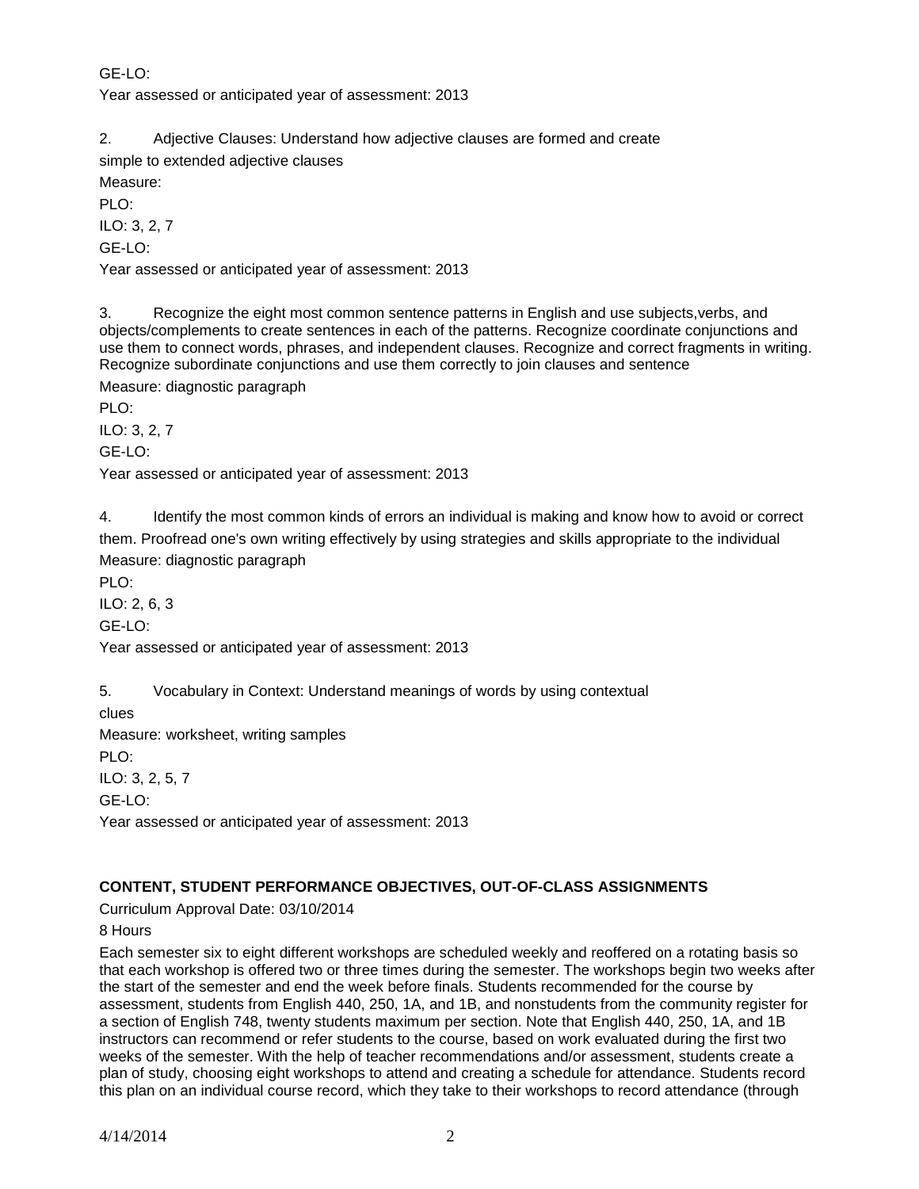GE-LO:

Year assessed or anticipated year of assessment: 2013

2. Adjective Clauses: Understand how adjective clauses are formed and create simple to extended adjective clauses

Measure:

PLO:

ILO: 3, 2, 7

GE-LO:

Year assessed or anticipated year of assessment: 2013

3. Recognize the eight most common sentence patterns in English and use subjects,verbs, and objects/complements to create sentences in each of the patterns. Recognize coordinate conjunctions and use them to connect words, phrases, and independent clauses. Recognize and correct fragments in writing. Recognize subordinate conjunctions and use them correctly to join clauses and sentence

Measure: diagnostic paragraph

PLO:

ILO: 3, 2, 7

GE-LO:

Year assessed or anticipated year of assessment: 2013

4. Identify the most common kinds of errors an individual is making and know how to avoid or correct them. Proofread one's own writing effectively by using strategies and skills appropriate to the individual

Measure: diagnostic paragraph

PLO:

ILO: 2, 6, 3

GE-LO:

Year assessed or anticipated year of assessment: 2013

5. Vocabulary in Context: Understand meanings of words by using contextual clues

Measure: worksheet, writing samples

PLO:

ILO: 3, 2, 5, 7

GE-LO:

Year assessed or anticipated year of assessment: 2013

**CONTENT, STUDENT PERFORMANCE OBJECTIVES, OUT-OF-CLASS ASSIGNMENTS**

Curriculum Approval Date: 03/10/2014

8 Hours

Each semester six to eight different workshops are scheduled weekly and reoffered on a rotating basis so that each workshop is offered two or three times during the semester. The workshops begin two weeks after the start of the semester and end the week before finals. Students recommended for the course by assessment, students from English 440, 250, 1A, and 1B, and nonstudents from the community register for a section of English 748, twenty students maximum per section. Note that English 440, 250, 1A, and 1B instructors can recommend or refer students to the course, based on work evaluated during the first two weeks of the semester. With the help of teacher recommendations and/or assessment, students create a plan of study, choosing eight workshops to attend and creating a schedule for attendance. Students record this plan on an individual course record, which they take to their workshops to record attendance (through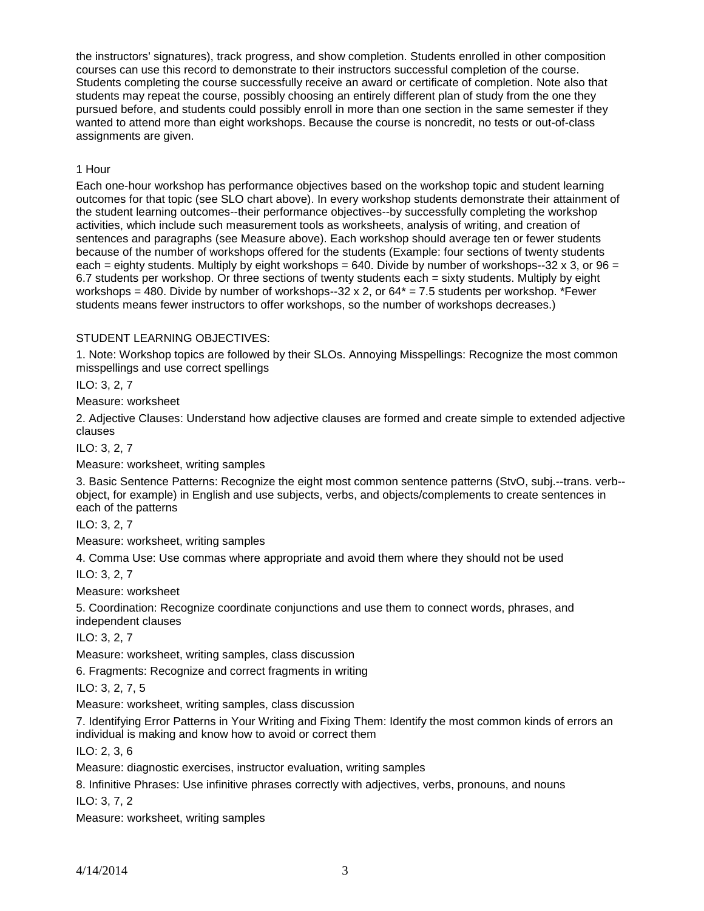the instructors' signatures), track progress, and show completion. Students enrolled in other composition courses can use this record to demonstrate to their instructors successful completion of the course. Students completing the course successfully receive an award or certificate of completion. Note also that students may repeat the course, possibly choosing an entirely different plan of study from the one they pursued before, and students could possibly enroll in more than one section in the same semester if they wanted to attend more than eight workshops. Because the course is noncredit, no tests or out-of-class assignments are given.

1 Hour

Each one-hour workshop has performance objectives based on the workshop topic and student learning outcomes for that topic (see SLO chart above). In every workshop students demonstrate their attainment of the student learning outcomes--their performance objectives--by successfully completing the workshop activities, which include such measurement tools as worksheets, analysis of writing, and creation of sentences and paragraphs (see Measure above). Each workshop should average ten or fewer students because of the number of workshops offered for the students (Example: four sections of twenty students each = eighty students. Multiply by eight workshops = 640. Divide by number of workshops--32 x 3, or 96 = 6.7 students per workshop. Or three sections of twenty students each = sixty students. Multiply by eight workshops = 480. Divide by number of workshops--32 x 2, or 64* = 7.5 students per workshop. *Fewer students means fewer instructors to offer workshops, so the number of workshops decreases.)

STUDENT LEARNING OBJECTIVES:

1. Note: Workshop topics are followed by their SLOs. Annoying Misspellings: Recognize the most common misspellings and use correct spellings

ILO: 3, 2, 7

Measure: worksheet

2. Adjective Clauses: Understand how adjective clauses are formed and create simple to extended adjective clauses

ILO: 3, 2, 7

Measure: worksheet, writing samples

3. Basic Sentence Patterns: Recognize the eight most common sentence patterns (StvO, subj.--trans. verb--object, for example) in English and use subjects, verbs, and objects/complements to create sentences in each of the patterns

ILO: 3, 2, 7

Measure: worksheet, writing samples

4. Comma Use: Use commas where appropriate and avoid them where they should not be used

ILO: 3, 2, 7

Measure: worksheet

5. Coordination: Recognize coordinate conjunctions and use them to connect words, phrases, and independent clauses

ILO: 3, 2, 7

Measure: worksheet, writing samples, class discussion

6. Fragments: Recognize and correct fragments in writing

ILO: 3, 2, 7, 5

Measure: worksheet, writing samples, class discussion

7. Identifying Error Patterns in Your Writing and Fixing Them: Identify the most common kinds of errors an individual is making and know how to avoid or correct them

ILO: 2, 3, 6

Measure: diagnostic exercises, instructor evaluation, writing samples

8. Infinitive Phrases: Use infinitive phrases correctly with adjectives, verbs, pronouns, and nouns

ILO: 3, 7, 2

Measure: worksheet, writing samples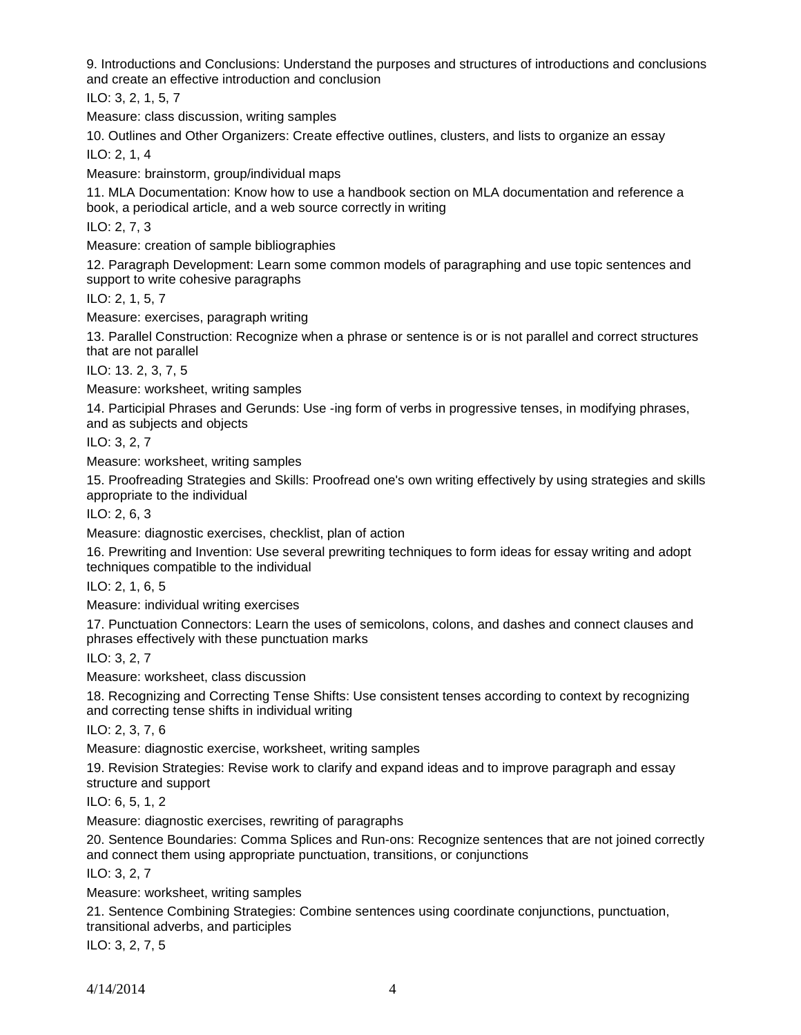9. Introductions and Conclusions: Understand the purposes and structures of introductions and conclusions and create an effective introduction and conclusion

ILO: 3, 2, 1, 5, 7

Measure: class discussion, writing samples

10. Outlines and Other Organizers: Create effective outlines, clusters, and lists to organize an essay

ILO: 2, 1, 4

Measure: brainstorm, group/individual maps

11. MLA Documentation: Know how to use a handbook section on MLA documentation and reference a book, a periodical article, and a web source correctly in writing

ILO: 2, 7, 3

Measure: creation of sample bibliographies

12. Paragraph Development: Learn some common models of paragraphing and use topic sentences and support to write cohesive paragraphs

ILO: 2, 1, 5, 7

Measure: exercises, paragraph writing

13. Parallel Construction: Recognize when a phrase or sentence is or is not parallel and correct structures that are not parallel

ILO: 13. 2, 3, 7, 5

Measure: worksheet, writing samples

14. Participial Phrases and Gerunds: Use -ing form of verbs in progressive tenses, in modifying phrases, and as subjects and objects

ILO: 3, 2, 7

Measure: worksheet, writing samples

15. Proofreading Strategies and Skills: Proofread one's own writing effectively by using strategies and skills appropriate to the individual

ILO: 2, 6, 3

Measure: diagnostic exercises, checklist, plan of action

16. Prewriting and Invention: Use several prewriting techniques to form ideas for essay writing and adopt techniques compatible to the individual

ILO: 2, 1, 6, 5

Measure: individual writing exercises

17. Punctuation Connectors: Learn the uses of semicolons, colons, and dashes and connect clauses and phrases effectively with these punctuation marks

ILO: 3, 2, 7

Measure: worksheet, class discussion

18. Recognizing and Correcting Tense Shifts: Use consistent tenses according to context by recognizing and correcting tense shifts in individual writing

ILO: 2, 3, 7, 6

Measure: diagnostic exercise, worksheet, writing samples

19. Revision Strategies: Revise work to clarify and expand ideas and to improve paragraph and essay structure and support

ILO: 6, 5, 1, 2

Measure: diagnostic exercises, rewriting of paragraphs

20. Sentence Boundaries: Comma Splices and Run-ons: Recognize sentences that are not joined correctly and connect them using appropriate punctuation, transitions, or conjunctions

ILO: 3, 2, 7

Measure: worksheet, writing samples

21. Sentence Combining Strategies: Combine sentences using coordinate conjunctions, punctuation, transitional adverbs, and participles

ILO: 3, 2, 7, 5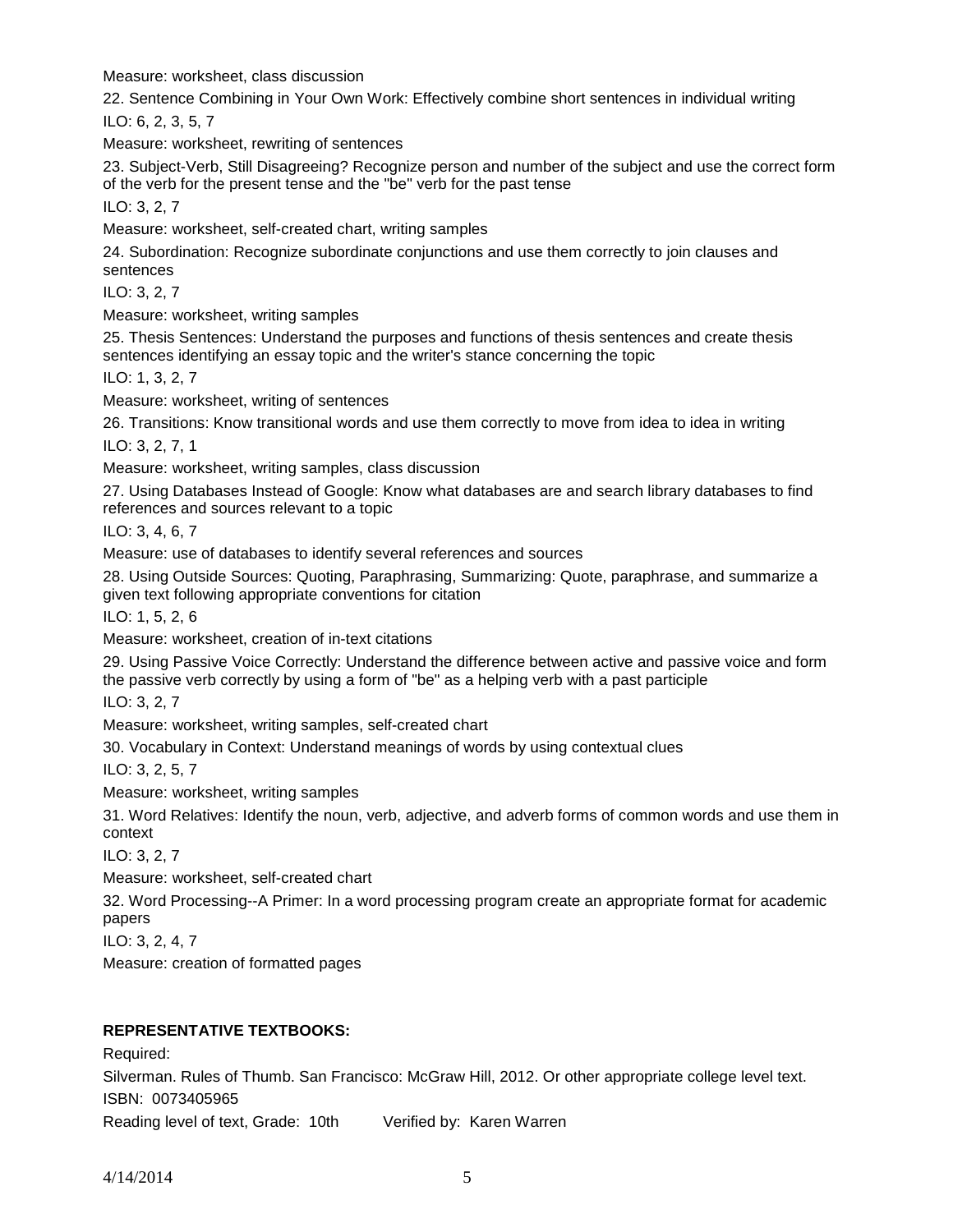Measure: worksheet, class discussion

22. Sentence Combining in Your Own Work: Effectively combine short sentences in individual writing
ILO: 6, 2, 3, 5, 7
Measure: worksheet, rewriting of sentences

23. Subject-Verb, Still Disagreeing? Recognize person and number of the subject and use the correct form of the verb for the present tense and the "be" verb for the past tense
ILO: 3, 2, 7
Measure: worksheet, self-created chart, writing samples

24. Subordination: Recognize subordinate conjunctions and use them correctly to join clauses and sentences
ILO: 3, 2, 7
Measure: worksheet, writing samples

25. Thesis Sentences: Understand the purposes and functions of thesis sentences and create thesis sentences identifying an essay topic and the writer's stance concerning the topic
ILO: 1, 3, 2, 7
Measure: worksheet, writing of sentences

26. Transitions: Know transitional words and use them correctly to move from idea to idea in writing
ILO: 3, 2, 7, 1
Measure: worksheet, writing samples, class discussion

27. Using Databases Instead of Google: Know what databases are and search library databases to find references and sources relevant to a topic
ILO: 3, 4, 6, 7
Measure: use of databases to identify several references and sources

28. Using Outside Sources: Quoting, Paraphrasing, Summarizing: Quote, paraphrase, and summarize a given text following appropriate conventions for citation
ILO: 1, 5, 2, 6
Measure: worksheet, creation of in-text citations

29. Using Passive Voice Correctly: Understand the difference between active and passive voice and form the passive verb correctly by using a form of "be" as a helping verb with a past participle
ILO: 3, 2, 7
Measure: worksheet, writing samples, self-created chart

30. Vocabulary in Context: Understand meanings of words by using contextual clues
ILO: 3, 2, 5, 7
Measure: worksheet, writing samples

31. Word Relatives: Identify the noun, verb, adjective, and adverb forms of common words and use them in context
ILO: 3, 2, 7
Measure: worksheet, self-created chart

32. Word Processing--A Primer: In a word processing program create an appropriate format for academic papers
ILO: 3, 2, 4, 7
Measure: creation of formatted pages

**REPRESENTATIVE TEXTBOOKS:**

Required:

Silverman. Rules of Thumb. San Francisco: McGraw Hill, 2012. Or other appropriate college level text.
ISBN: 0073405965
Reading level of text, Grade: 10th Verified by: Karen Warren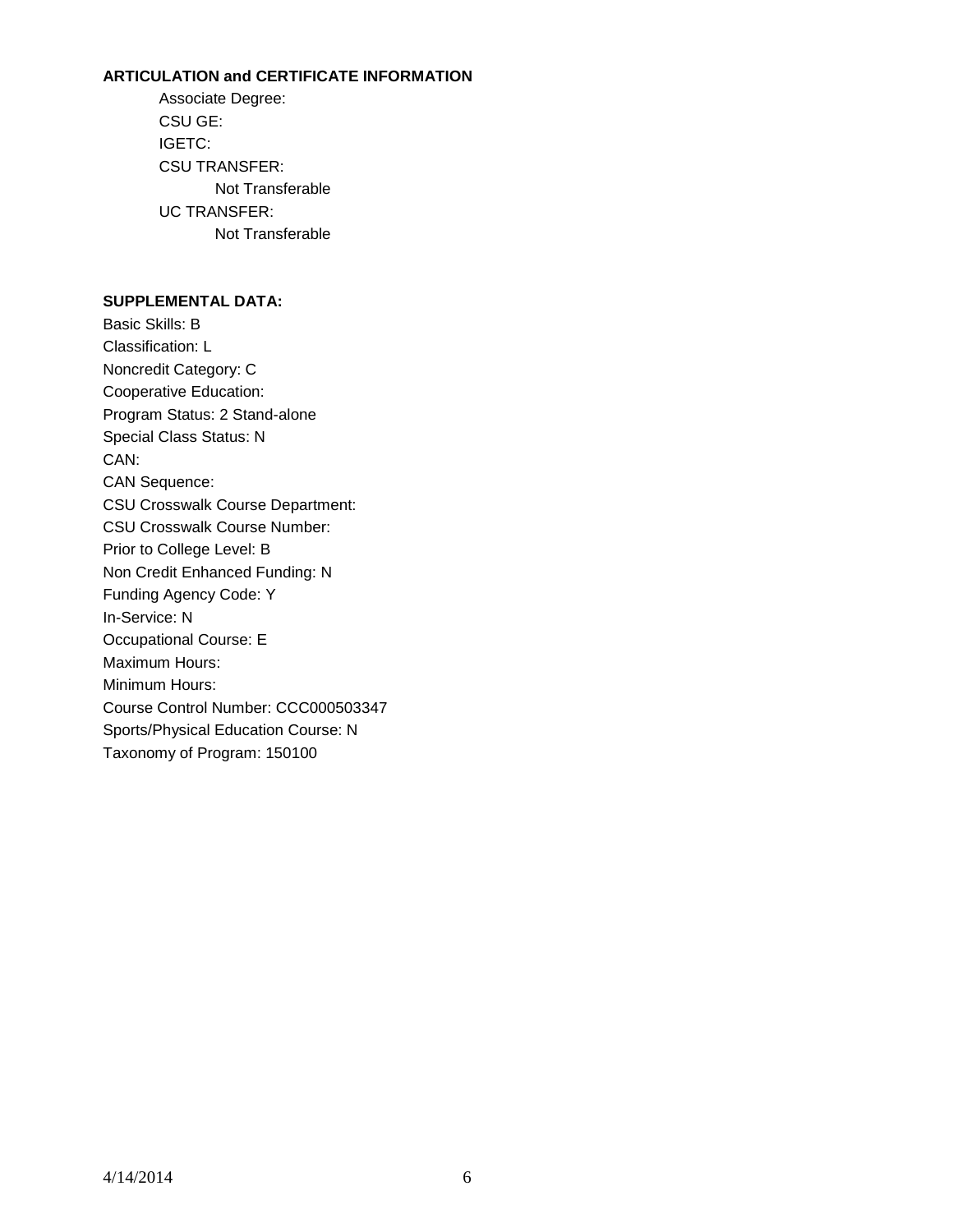**ARTICULATION and CERTIFICATE INFORMATION**

Associate Degree:
CSU GE:
IGETC:
CSU TRANSFER:
Not Transferable
UC TRANSFER:
Not Transferable

**SUPPLEMENTAL DATA:**

Basic Skills: B
Classification: L
Noncredit Category: C
Cooperative Education:
Program Status: 2 Stand-alone
Special Class Status: N
CAN:
CAN Sequence:
CSU Crosswalk Course Department:
CSU Crosswalk Course Number:
Prior to College Level: B
Non Credit Enhanced Funding: N
Funding Agency Code: Y
In-Service: N
Occupational Course: E
Maximum Hours:
Minimum Hours:
Course Control Number: CCC000503347
Sports/Physical Education Course: N
Taxonomy of Program: 150100